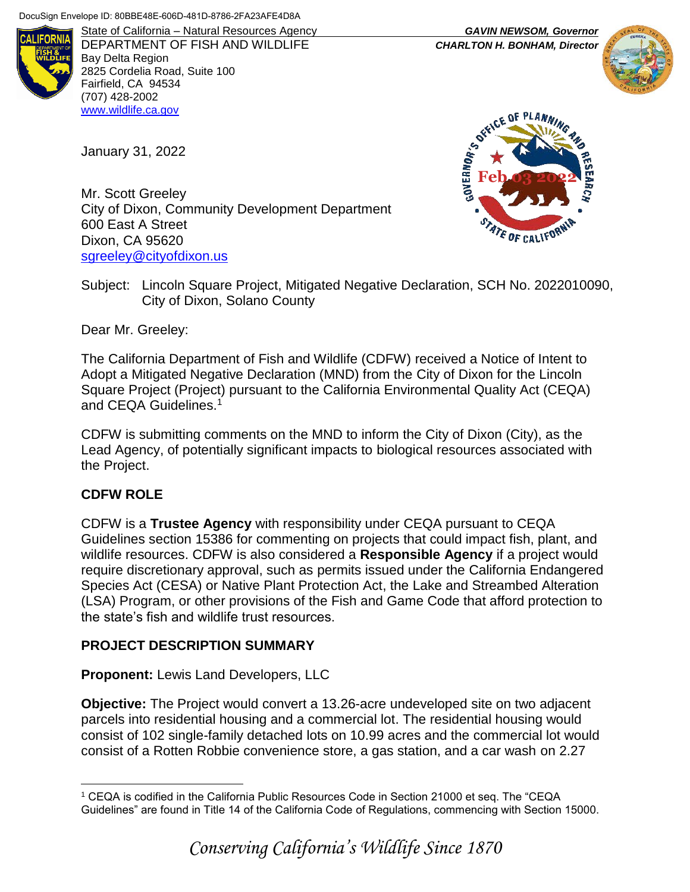DocuSign Envelope ID: 80BBE48E-606D-481D-8786-2FA23AFE4D8A

State of California – Natural Resources Agency
DEPARTMENT OF FISH AND WILDLIFE
Bay Delta Region
2825 Cordelia Road, Suite 100
Fairfield, CA 94534
(707) 428-2002
www.wildlife.ca.gov

*GAVIN NEWSOM, Governor*
*CHARLTON H. BONHAM, Director*

Feb 03 2022

January 31, 2022

Mr. Scott Greeley
City of Dixon, Community Development Department
600 East A Street
Dixon, CA 95620
sgreeley@cityofdixon.us

Subject: Lincoln Square Project, Mitigated Negative Declaration, SCH No. 2022010090, City of Dixon, Solano County

Dear Mr. Greeley:

The California Department of Fish and Wildlife (CDFW) received a Notice of Intent to Adopt a Mitigated Negative Declaration (MND) from the City of Dixon for the Lincoln Square Project (Project) pursuant to the California Environmental Quality Act (CEQA) and CEQA Guidelines.[1]

CDFW is submitting comments on the MND to inform the City of Dixon (City), as the Lead Agency, of potentially significant impacts to biological resources associated with the Project.

## CDFW ROLE

CDFW is a **Trustee Agency** with responsibility under CEQA pursuant to CEQA Guidelines section 15386 for commenting on projects that could impact fish, plant, and wildlife resources. CDFW is also considered a **Responsible Agency** if a project would require discretionary approval, such as permits issued under the California Endangered Species Act (CESA) or Native Plant Protection Act, the Lake and Streambed Alteration (LSA) Program, or other provisions of the Fish and Game Code that afford protection to the state's fish and wildlife trust resources.

## PROJECT DESCRIPTION SUMMARY

**Proponent:** Lewis Land Developers, LLC

**Objective:** The Project would convert a 13.26-acre undeveloped site on two adjacent parcels into residential housing and a commercial lot. The residential housing would consist of 102 single-family detached lots on 10.99 acres and the commercial lot would consist of a Rotten Robbie convenience store, a gas station, and a car wash on 2.27

[1] CEQA is codified in the California Public Resources Code in Section 21000 et seq. The "CEQA Guidelines" are found in Title 14 of the California Code of Regulations, commencing with Section 15000.

*Conserving California's Wildlife Since 1870*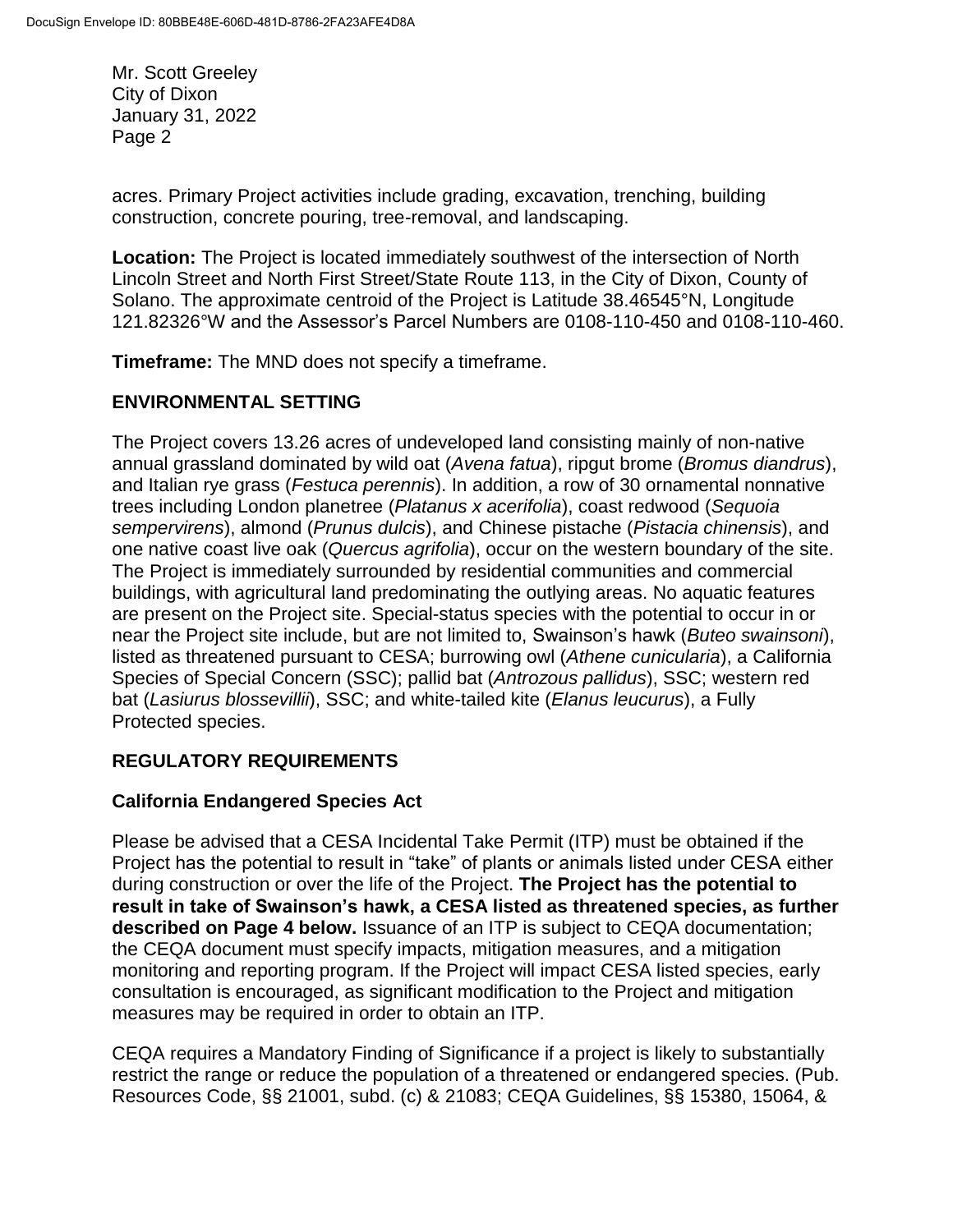acres. Primary Project activities include grading, excavation, trenching, building construction, concrete pouring, tree-removal, and landscaping.

**Location:** The Project is located immediately southwest of the intersection of North Lincoln Street and North First Street/State Route 113, in the City of Dixon, County of Solano. The approximate centroid of the Project is Latitude 38.46545°N, Longitude 121.82326°W and the Assessor's Parcel Numbers are 0108-110-450 and 0108-110-460.

**Timeframe:** The MND does not specify a timeframe.

## ENVIRONMENTAL SETTING

The Project covers 13.26 acres of undeveloped land consisting mainly of non-native annual grassland dominated by wild oat (*Avena fatua*), ripgut brome (*Bromus diandrus*), and Italian rye grass (*Festuca perennis*). In addition, a row of 30 ornamental nonnative trees including London planetree (*Platanus x acerifolia*), coast redwood (*Sequoia sempervirens*), almond (*Prunus dulcis*), and Chinese pistache (*Pistacia chinensis*), and one native coast live oak (*Quercus agrifolia*), occur on the western boundary of the site. The Project is immediately surrounded by residential communities and commercial buildings, with agricultural land predominating the outlying areas. No aquatic features are present on the Project site. Special-status species with the potential to occur in or near the Project site include, but are not limited to, Swainson's hawk (*Buteo swainsoni*), listed as threatened pursuant to CESA; burrowing owl (*Athene cunicularia*), a California Species of Special Concern (SSC); pallid bat (*Antrozous pallidus*), SSC; western red bat (*Lasiurus blossevillii*), SSC; and white-tailed kite (*Elanus leucurus*), a Fully Protected species.

## REGULATORY REQUIREMENTS

### California Endangered Species Act

Please be advised that a CESA Incidental Take Permit (ITP) must be obtained if the Project has the potential to result in "take" of plants or animals listed under CESA either during construction or over the life of the Project. **The Project has the potential to result in take of Swainson's hawk, a CESA listed as threatened species, as further described on Page 4 below.** Issuance of an ITP is subject to CEQA documentation; the CEQA document must specify impacts, mitigation measures, and a mitigation monitoring and reporting program. If the Project will impact CESA listed species, early consultation is encouraged, as significant modification to the Project and mitigation measures may be required in order to obtain an ITP.

CEQA requires a Mandatory Finding of Significance if a project is likely to substantially restrict the range or reduce the population of a threatened or endangered species. (Pub. Resources Code, §§ 21001, subd. (c) & 21083; CEQA Guidelines, §§ 15380, 15064, &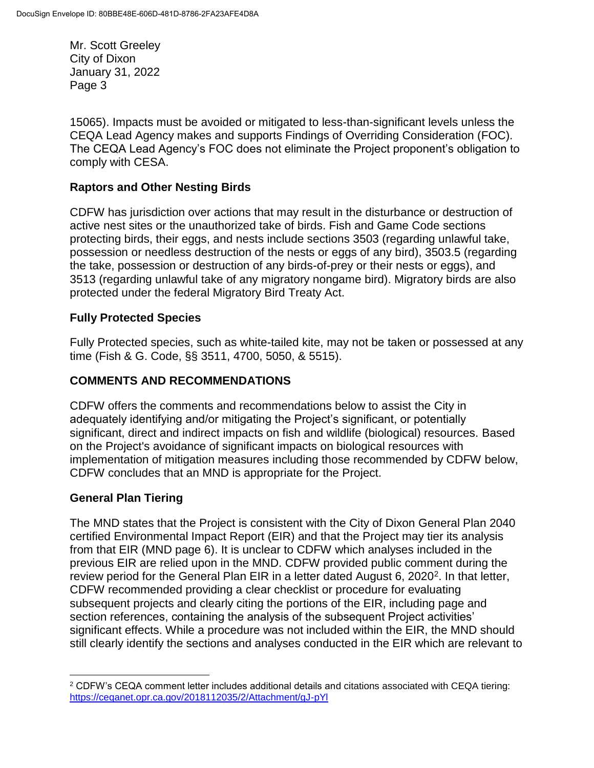15065). Impacts must be avoided or mitigated to less-than-significant levels unless the CEQA Lead Agency makes and supports Findings of Overriding Consideration (FOC). The CEQA Lead Agency's FOC does not eliminate the Project proponent's obligation to comply with CESA.

## Raptors and Other Nesting Birds

CDFW has jurisdiction over actions that may result in the disturbance or destruction of active nest sites or the unauthorized take of birds. Fish and Game Code sections protecting birds, their eggs, and nests include sections 3503 (regarding unlawful take, possession or needless destruction of the nests or eggs of any bird), 3503.5 (regarding the take, possession or destruction of any birds-of-prey or their nests or eggs), and 3513 (regarding unlawful take of any migratory nongame bird). Migratory birds are also protected under the federal Migratory Bird Treaty Act.

## Fully Protected Species

Fully Protected species, such as white-tailed kite, may not be taken or possessed at any time (Fish & G. Code, §§ 3511, 4700, 5050, & 5515).

# COMMENTS AND RECOMMENDATIONS

CDFW offers the comments and recommendations below to assist the City in adequately identifying and/or mitigating the Project's significant, or potentially significant, direct and indirect impacts on fish and wildlife (biological) resources. Based on the Project's avoidance of significant impacts on biological resources with implementation of mitigation measures including those recommended by CDFW below, CDFW concludes that an MND is appropriate for the Project.

## General Plan Tiering

The MND states that the Project is consistent with the City of Dixon General Plan 2040 certified Environmental Impact Report (EIR) and that the Project may tier its analysis from that EIR (MND page 6). It is unclear to CDFW which analyses included in the previous EIR are relied upon in the MND. CDFW provided public comment during the review period for the General Plan EIR in a letter dated August 6, 2020[2]. In that letter, CDFW recommended providing a clear checklist or procedure for evaluating subsequent projects and clearly citing the portions of the EIR, including page and section references, containing the analysis of the subsequent Project activities' significant effects. While a procedure was not included within the EIR, the MND should still clearly identify the sections and analyses conducted in the EIR which are relevant to

[2] CDFW's CEQA comment letter includes additional details and citations associated with CEQA tiering: https://ceqanet.opr.ca.gov/2018112035/2/Attachment/gJ-pYl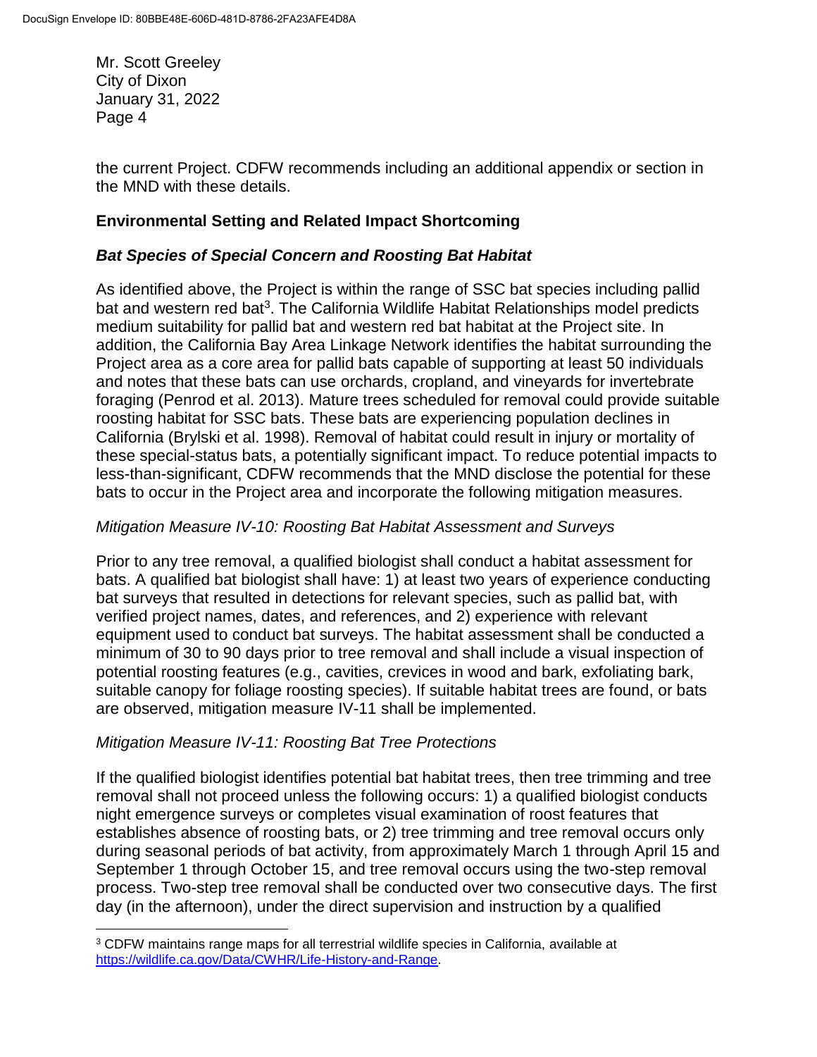the current Project. CDFW recommends including an additional appendix or section in the MND with these details.

## Environmental Setting and Related Impact Shortcoming

### *Bat Species of Special Concern and Roosting Bat Habitat*

As identified above, the Project is within the range of SSC bat species including pallid bat and western red bat[3]. The California Wildlife Habitat Relationships model predicts medium suitability for pallid bat and western red bat habitat at the Project site. In addition, the California Bay Area Linkage Network identifies the habitat surrounding the Project area as a core area for pallid bats capable of supporting at least 50 individuals and notes that these bats can use orchards, cropland, and vineyards for invertebrate foraging (Penrod et al. 2013). Mature trees scheduled for removal could provide suitable roosting habitat for SSC bats. These bats are experiencing population declines in California (Brylski et al. 1998). Removal of habitat could result in injury or mortality of these special-status bats, a potentially significant impact. To reduce potential impacts to less-than-significant, CDFW recommends that the MND disclose the potential for these bats to occur in the Project area and incorporate the following mitigation measures.

*Mitigation Measure IV-10: Roosting Bat Habitat Assessment and Surveys*

Prior to any tree removal, a qualified biologist shall conduct a habitat assessment for bats. A qualified bat biologist shall have: 1) at least two years of experience conducting bat surveys that resulted in detections for relevant species, such as pallid bat, with verified project names, dates, and references, and 2) experience with relevant equipment used to conduct bat surveys. The habitat assessment shall be conducted a minimum of 30 to 90 days prior to tree removal and shall include a visual inspection of potential roosting features (e.g., cavities, crevices in wood and bark, exfoliating bark, suitable canopy for foliage roosting species). If suitable habitat trees are found, or bats are observed, mitigation measure IV-11 shall be implemented.

*Mitigation Measure IV-11: Roosting Bat Tree Protections*

If the qualified biologist identifies potential bat habitat trees, then tree trimming and tree removal shall not proceed unless the following occurs: 1) a qualified biologist conducts night emergence surveys or completes visual examination of roost features that establishes absence of roosting bats, or 2) tree trimming and tree removal occurs only during seasonal periods of bat activity, from approximately March 1 through April 15 and September 1 through October 15, and tree removal occurs using the two-step removal process. Two-step tree removal shall be conducted over two consecutive days. The first day (in the afternoon), under the direct supervision and instruction by a qualified

[3] CDFW maintains range maps for all terrestrial wildlife species in California, available at https://wildlife.ca.gov/Data/CWHR/Life-History-and-Range.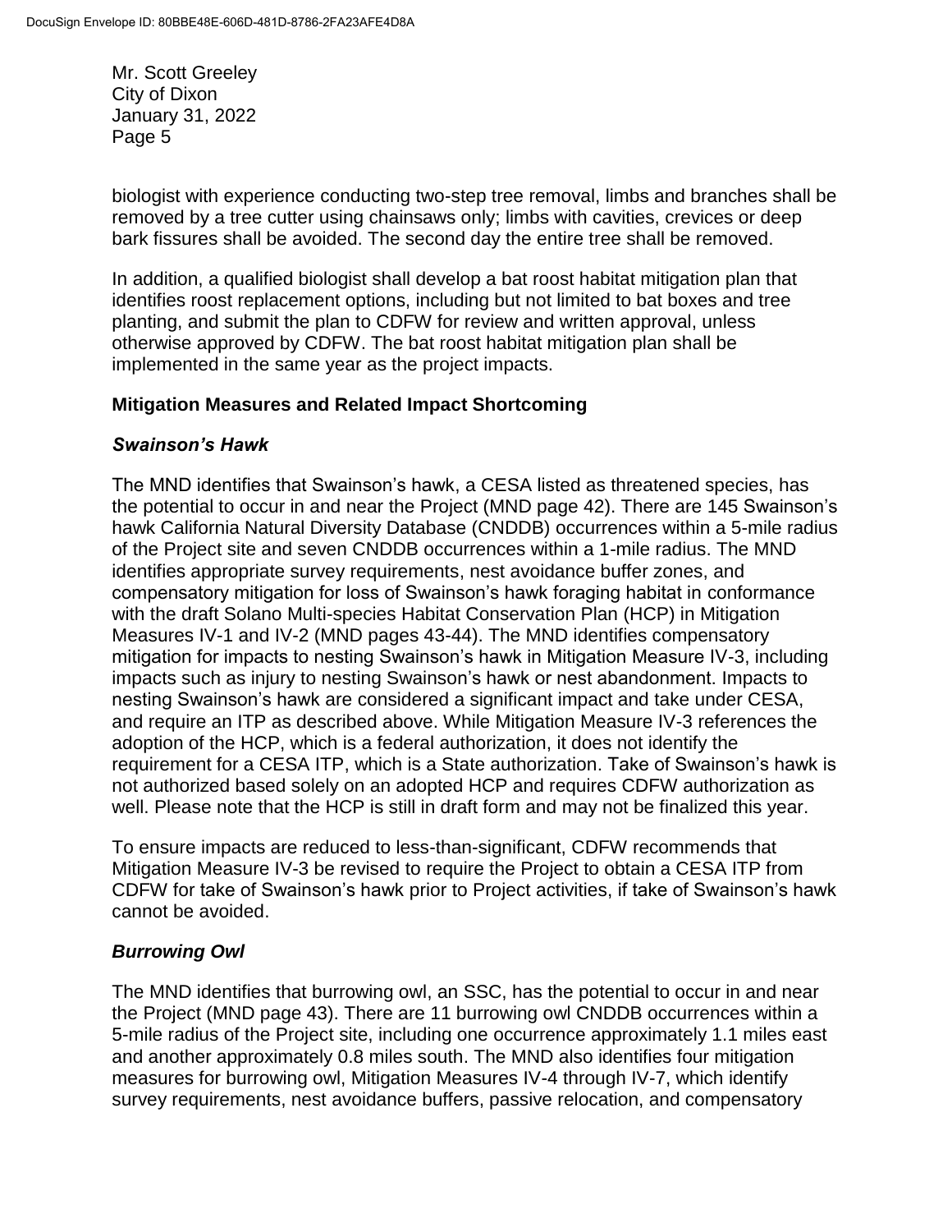biologist with experience conducting two-step tree removal, limbs and branches shall be removed by a tree cutter using chainsaws only; limbs with cavities, crevices or deep bark fissures shall be avoided. The second day the entire tree shall be removed.

In addition, a qualified biologist shall develop a bat roost habitat mitigation plan that identifies roost replacement options, including but not limited to bat boxes and tree planting, and submit the plan to CDFW for review and written approval, unless otherwise approved by CDFW. The bat roost habitat mitigation plan shall be implemented in the same year as the project impacts.

**Mitigation Measures and Related Impact Shortcoming**

***Swainson's Hawk***

The MND identifies that Swainson's hawk, a CESA listed as threatened species, has the potential to occur in and near the Project (MND page 42). There are 145 Swainson's hawk California Natural Diversity Database (CNDDB) occurrences within a 5-mile radius of the Project site and seven CNDDB occurrences within a 1-mile radius. The MND identifies appropriate survey requirements, nest avoidance buffer zones, and compensatory mitigation for loss of Swainson's hawk foraging habitat in conformance with the draft Solano Multi-species Habitat Conservation Plan (HCP) in Mitigation Measures IV-1 and IV-2 (MND pages 43-44). The MND identifies compensatory mitigation for impacts to nesting Swainson's hawk in Mitigation Measure IV-3, including impacts such as injury to nesting Swainson's hawk or nest abandonment. Impacts to nesting Swainson's hawk are considered a significant impact and take under CESA, and require an ITP as described above. While Mitigation Measure IV-3 references the adoption of the HCP, which is a federal authorization, it does not identify the requirement for a CESA ITP, which is a State authorization. Take of Swainson's hawk is not authorized based solely on an adopted HCP and requires CDFW authorization as well. Please note that the HCP is still in draft form and may not be finalized this year.

To ensure impacts are reduced to less-than-significant, CDFW recommends that Mitigation Measure IV-3 be revised to require the Project to obtain a CESA ITP from CDFW for take of Swainson's hawk prior to Project activities, if take of Swainson's hawk cannot be avoided.

***Burrowing Owl***

The MND identifies that burrowing owl, an SSC, has the potential to occur in and near the Project (MND page 43). There are 11 burrowing owl CNDDB occurrences within a 5-mile radius of the Project site, including one occurrence approximately 1.1 miles east and another approximately 0.8 miles south. The MND also identifies four mitigation measures for burrowing owl, Mitigation Measures IV-4 through IV-7, which identify survey requirements, nest avoidance buffers, passive relocation, and compensatory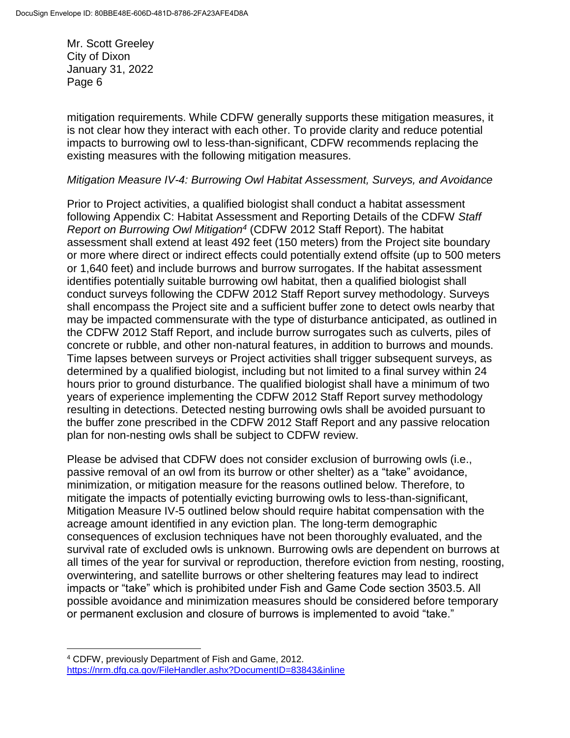mitigation requirements. While CDFW generally supports these mitigation measures, it is not clear how they interact with each other. To provide clarity and reduce potential impacts to burrowing owl to less-than-significant, CDFW recommends replacing the existing measures with the following mitigation measures.

*Mitigation Measure IV-4: Burrowing Owl Habitat Assessment, Surveys, and Avoidance*

Prior to Project activities, a qualified biologist shall conduct a habitat assessment following Appendix C: Habitat Assessment and Reporting Details of the CDFW *Staff Report on Burrowing Owl Mitigation*[4] (CDFW 2012 Staff Report). The habitat assessment shall extend at least 492 feet (150 meters) from the Project site boundary or more where direct or indirect effects could potentially extend offsite (up to 500 meters or 1,640 feet) and include burrows and burrow surrogates. If the habitat assessment identifies potentially suitable burrowing owl habitat, then a qualified biologist shall conduct surveys following the CDFW 2012 Staff Report survey methodology. Surveys shall encompass the Project site and a sufficient buffer zone to detect owls nearby that may be impacted commensurate with the type of disturbance anticipated, as outlined in the CDFW 2012 Staff Report, and include burrow surrogates such as culverts, piles of concrete or rubble, and other non-natural features, in addition to burrows and mounds. Time lapses between surveys or Project activities shall trigger subsequent surveys, as determined by a qualified biologist, including but not limited to a final survey within 24 hours prior to ground disturbance. The qualified biologist shall have a minimum of two years of experience implementing the CDFW 2012 Staff Report survey methodology resulting in detections. Detected nesting burrowing owls shall be avoided pursuant to the buffer zone prescribed in the CDFW 2012 Staff Report and any passive relocation plan for non-nesting owls shall be subject to CDFW review.

Please be advised that CDFW does not consider exclusion of burrowing owls (i.e., passive removal of an owl from its burrow or other shelter) as a "take" avoidance, minimization, or mitigation measure for the reasons outlined below. Therefore, to mitigate the impacts of potentially evicting burrowing owls to less-than-significant, Mitigation Measure IV-5 outlined below should require habitat compensation with the acreage amount identified in any eviction plan. The long-term demographic consequences of exclusion techniques have not been thoroughly evaluated, and the survival rate of excluded owls is unknown. Burrowing owls are dependent on burrows at all times of the year for survival or reproduction, therefore eviction from nesting, roosting, overwintering, and satellite burrows or other sheltering features may lead to indirect impacts or "take" which is prohibited under Fish and Game Code section 3503.5. All possible avoidance and minimization measures should be considered before temporary or permanent exclusion and closure of burrows is implemented to avoid "take."

---

[4] CDFW, previously Department of Fish and Game, 2012. https://nrm.dfg.ca.gov/FileHandler.ashx?DocumentID=83843&inline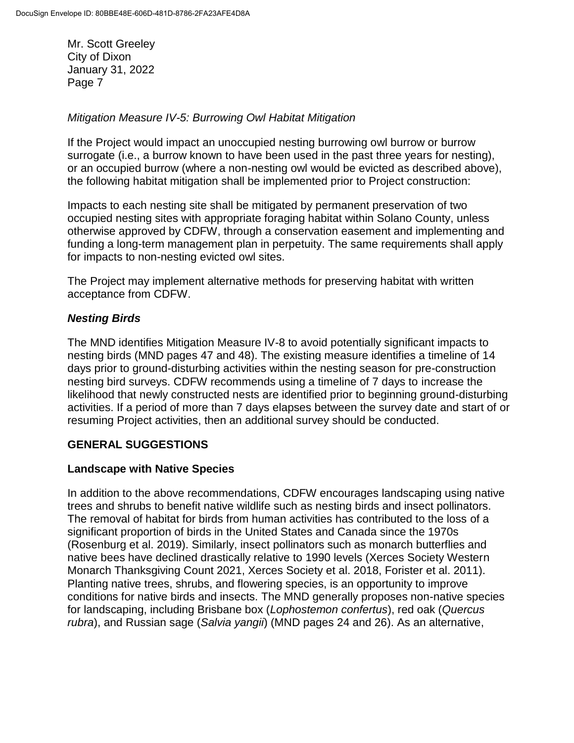*Mitigation Measure IV-5: Burrowing Owl Habitat Mitigation*

If the Project would impact an unoccupied nesting burrowing owl burrow or burrow surrogate (i.e., a burrow known to have been used in the past three years for nesting), or an occupied burrow (where a non-nesting owl would be evicted as described above), the following habitat mitigation shall be implemented prior to Project construction:

Impacts to each nesting site shall be mitigated by permanent preservation of two occupied nesting sites with appropriate foraging habitat within Solano County, unless otherwise approved by CDFW, through a conservation easement and implementing and funding a long-term management plan in perpetuity. The same requirements shall apply for impacts to non-nesting evicted owl sites.

The Project may implement alternative methods for preserving habitat with written acceptance from CDFW.

***Nesting Birds***

The MND identifies Mitigation Measure IV-8 to avoid potentially significant impacts to nesting birds (MND pages 47 and 48). The existing measure identifies a timeline of 14 days prior to ground-disturbing activities within the nesting season for pre-construction nesting bird surveys. CDFW recommends using a timeline of 7 days to increase the likelihood that newly constructed nests are identified prior to beginning ground-disturbing activities. If a period of more than 7 days elapses between the survey date and start of or resuming Project activities, then an additional survey should be conducted.

## GENERAL SUGGESTIONS

### Landscape with Native Species

In addition to the above recommendations, CDFW encourages landscaping using native trees and shrubs to benefit native wildlife such as nesting birds and insect pollinators. The removal of habitat for birds from human activities has contributed to the loss of a significant proportion of birds in the United States and Canada since the 1970s (Rosenburg et al. 2019). Similarly, insect pollinators such as monarch butterflies and native bees have declined drastically relative to 1990 levels (Xerces Society Western Monarch Thanksgiving Count 2021, Xerces Society et al. 2018, Forister et al. 2011). Planting native trees, shrubs, and flowering species, is an opportunity to improve conditions for native birds and insects. The MND generally proposes non-native species for landscaping, including Brisbane box (*Lophostemon confertus*), red oak (*Quercus rubra*), and Russian sage (*Salvia yangii*) (MND pages 24 and 26). As an alternative,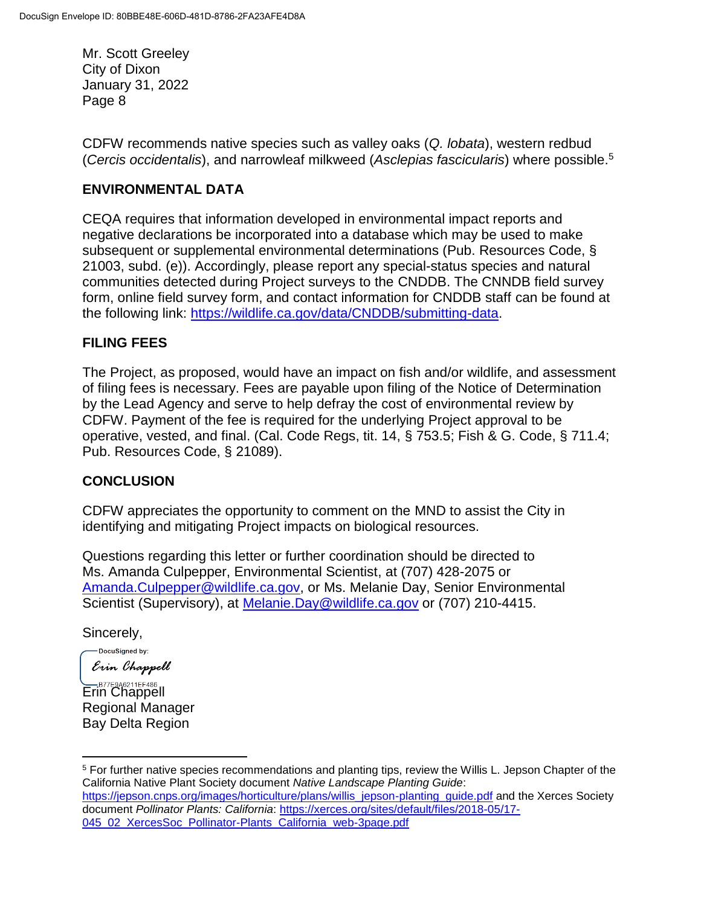CDFW recommends native species such as valley oaks (*Q. lobata*), western redbud (*Cercis occidentalis*), and narrowleaf milkweed (*Asclepias fascicularis*) where possible.[5]

## ENVIRONMENTAL DATA

CEQA requires that information developed in environmental impact reports and negative declarations be incorporated into a database which may be used to make subsequent or supplemental environmental determinations (Pub. Resources Code, § 21003, subd. (e)). Accordingly, please report any special-status species and natural communities detected during Project surveys to the CNDDB. The CNNDB field survey form, online field survey form, and contact information for CNDDB staff can be found at the following link: https://wildlife.ca.gov/data/CNDDB/submitting-data.

## FILING FEES

The Project, as proposed, would have an impact on fish and/or wildlife, and assessment of filing fees is necessary. Fees are payable upon filing of the Notice of Determination by the Lead Agency and serve to help defray the cost of environmental review by CDFW. Payment of the fee is required for the underlying Project approval to be operative, vested, and final. (Cal. Code Regs, tit. 14, § 753.5; Fish & G. Code, § 711.4; Pub. Resources Code, § 21089).

## CONCLUSION

CDFW appreciates the opportunity to comment on the MND to assist the City in identifying and mitigating Project impacts on biological resources.

Questions regarding this letter or further coordination should be directed to Ms. Amanda Culpepper, Environmental Scientist, at (707) 428-2075 or Amanda.Culpepper@wildlife.ca.gov, or Ms. Melanie Day, Senior Environmental Scientist (Supervisory), at Melanie.Day@wildlife.ca.gov or (707) 210-4415.

Sincerely,

DocuSigned by:
Erin Chappell
B77E9A6211EF486

Erin Chappell
Regional Manager
Bay Delta Region

---

[5] For further native species recommendations and planting tips, review the Willis L. Jepson Chapter of the California Native Plant Society document *Native Landscape Planting Guide*: https://jepson.cnps.org/images/horticulture/plans/willis_jepson-planting_guide.pdf and the Xerces Society document *Pollinator Plants: California*: https://xerces.org/sites/default/files/2018-05/17-045_02_XercesSoc_Pollinator-Plants_California_web-3page.pdf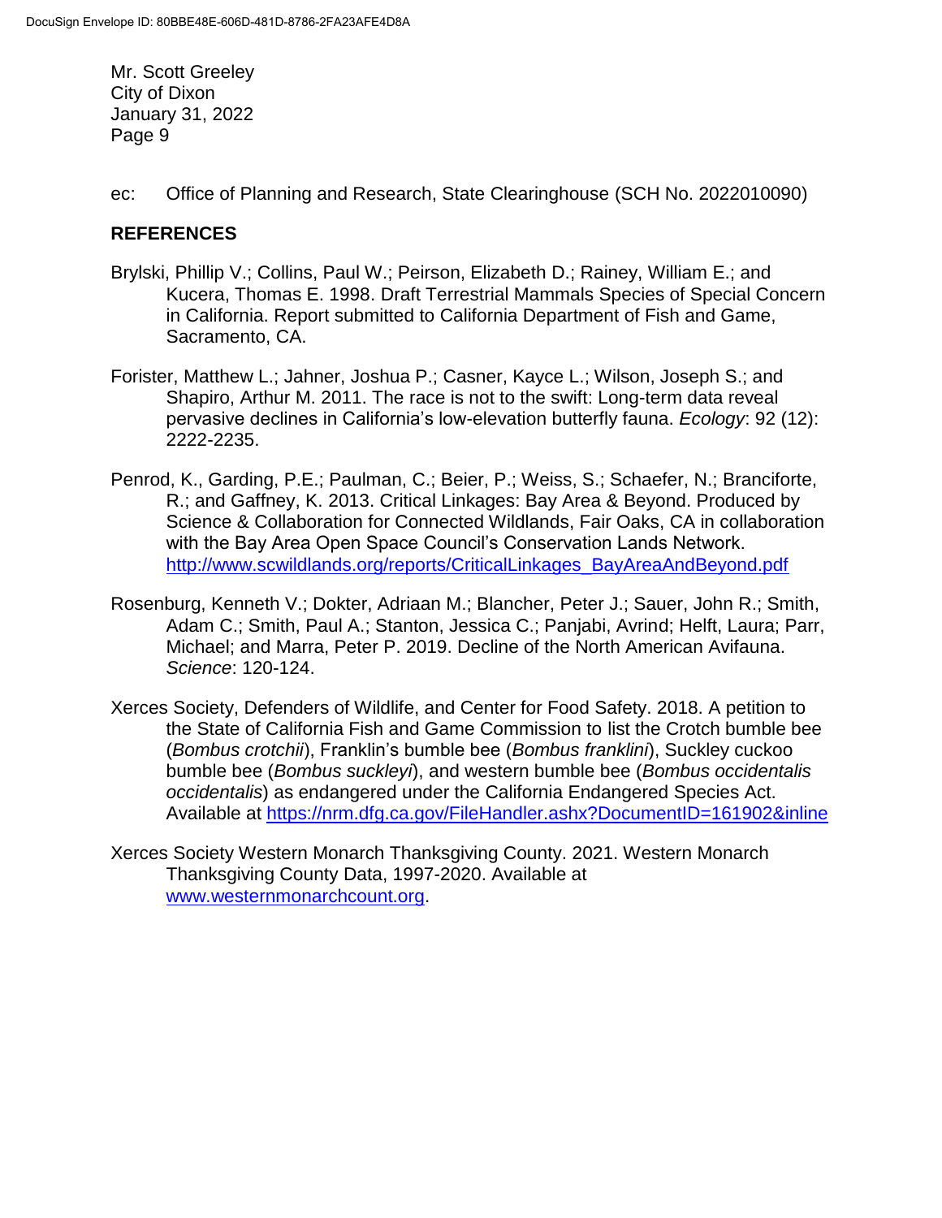ec: Office of Planning and Research, State Clearinghouse (SCH No. 2022010090)

## REFERENCES

Brylski, Phillip V.; Collins, Paul W.; Peirson, Elizabeth D.; Rainey, William E.; and Kucera, Thomas E. 1998. Draft Terrestrial Mammals Species of Special Concern in California. Report submitted to California Department of Fish and Game, Sacramento, CA.

Forister, Matthew L.; Jahner, Joshua P.; Casner, Kayce L.; Wilson, Joseph S.; and Shapiro, Arthur M. 2011. The race is not to the swift: Long-term data reveal pervasive declines in California's low-elevation butterfly fauna. *Ecology*: 92 (12): 2222-2235.

Penrod, K., Garding, P.E.; Paulman, C.; Beier, P.; Weiss, S.; Schaefer, N.; Branciforte, R.; and Gaffney, K. 2013. Critical Linkages: Bay Area & Beyond. Produced by Science & Collaboration for Connected Wildlands, Fair Oaks, CA in collaboration with the Bay Area Open Space Council's Conservation Lands Network. http://www.scwildlands.org/reports/CriticalLinkages_BayAreaAndBeyond.pdf

Rosenburg, Kenneth V.; Dokter, Adriaan M.; Blancher, Peter J.; Sauer, John R.; Smith, Adam C.; Smith, Paul A.; Stanton, Jessica C.; Panjabi, Avrind; Helft, Laura; Parr, Michael; and Marra, Peter P. 2019. Decline of the North American Avifauna. *Science*: 120-124.

Xerces Society, Defenders of Wildlife, and Center for Food Safety. 2018. A petition to the State of California Fish and Game Commission to list the Crotch bumble bee (*Bombus crotchii*), Franklin's bumble bee (*Bombus franklini*), Suckley cuckoo bumble bee (*Bombus suckleyi*), and western bumble bee (*Bombus occidentalis occidentalis*) as endangered under the California Endangered Species Act. Available at https://nrm.dfg.ca.gov/FileHandler.ashx?DocumentID=161902&inline

Xerces Society Western Monarch Thanksgiving County. 2021. Western Monarch Thanksgiving County Data, 1997-2020. Available at www.westernmonarchcount.org.